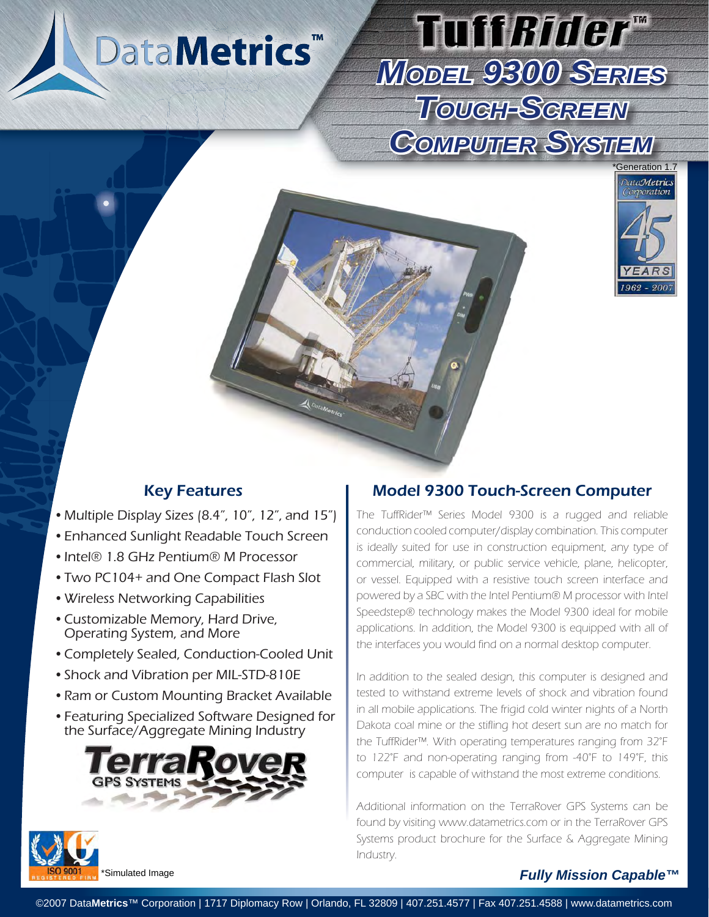# DataMetrics™

# TuffRider™ Model 9300 Series Touch-Screen Computer System

*Generation 1.7

DataMetrics Corporation 45 YEARS 1962 - 2007

## Key Features

- Multiple Display Sizes (8.4", 10", 12", and 15")
- Enhanced Sunlight Readable Touch Screen
- Intel® 1.8 GHz Pentium® M Processor
- Two PC104+ and One Compact Flash Slot
- Wireless Networking Capabilities
- Customizable Memory, Hard Drive, Operating System, and More
- Completely Sealed, Conduction-Cooled Unit
- Shock and Vibration per MIL-STD-810E
- Ram or Custom Mounting Bracket Available
- Featuring Specialized Software Designed for the Surface/Aggregate Mining Industry

TerraRover GPS Systems

## Model 9300 Touch-Screen Computer

The TuffRider™ Series Model 9300 is a rugged and reliable conduction cooled computer/display combination. This computer is ideally suited for use in construction equipment, any type of commercial, military, or public service vehicle, plane, helicopter, or vessel. Equipped with a resistive touch screen interface and powered by a SBC with the Intel Pentium® M processor with Intel Speedstep® technology makes the Model 9300 ideal for mobile applications. In addition, the Model 9300 is equipped with all of the interfaces you would find on a normal desktop computer.

In addition to the sealed design, this computer is designed and tested to withstand extreme levels of shock and vibration found in all mobile applications. The frigid cold winter nights of a North Dakota coal mine or the stifling hot desert sun are no match for the TuffRider™. With operating temperatures ranging from 32°F to 122°F and non-operating ranging from -40°F to 149°F, this computer is capable of withstand the most extreme conditions.

Additional information on the TerraRover GPS Systems can be found by visiting www.datametrics.com or in the TerraRover GPS Systems product brochure for the Surface & Aggregate Mining Industry.

ISO 9001 REGISTERED FIRM

*Simulated Image

***Fully Mission Capable™***

©2007 DataMetrics™ Corporation | 1717 Diplomacy Row | Orlando, FL 32809 | 407.251.4577 | Fax 407.251.4588 | www.datametrics.com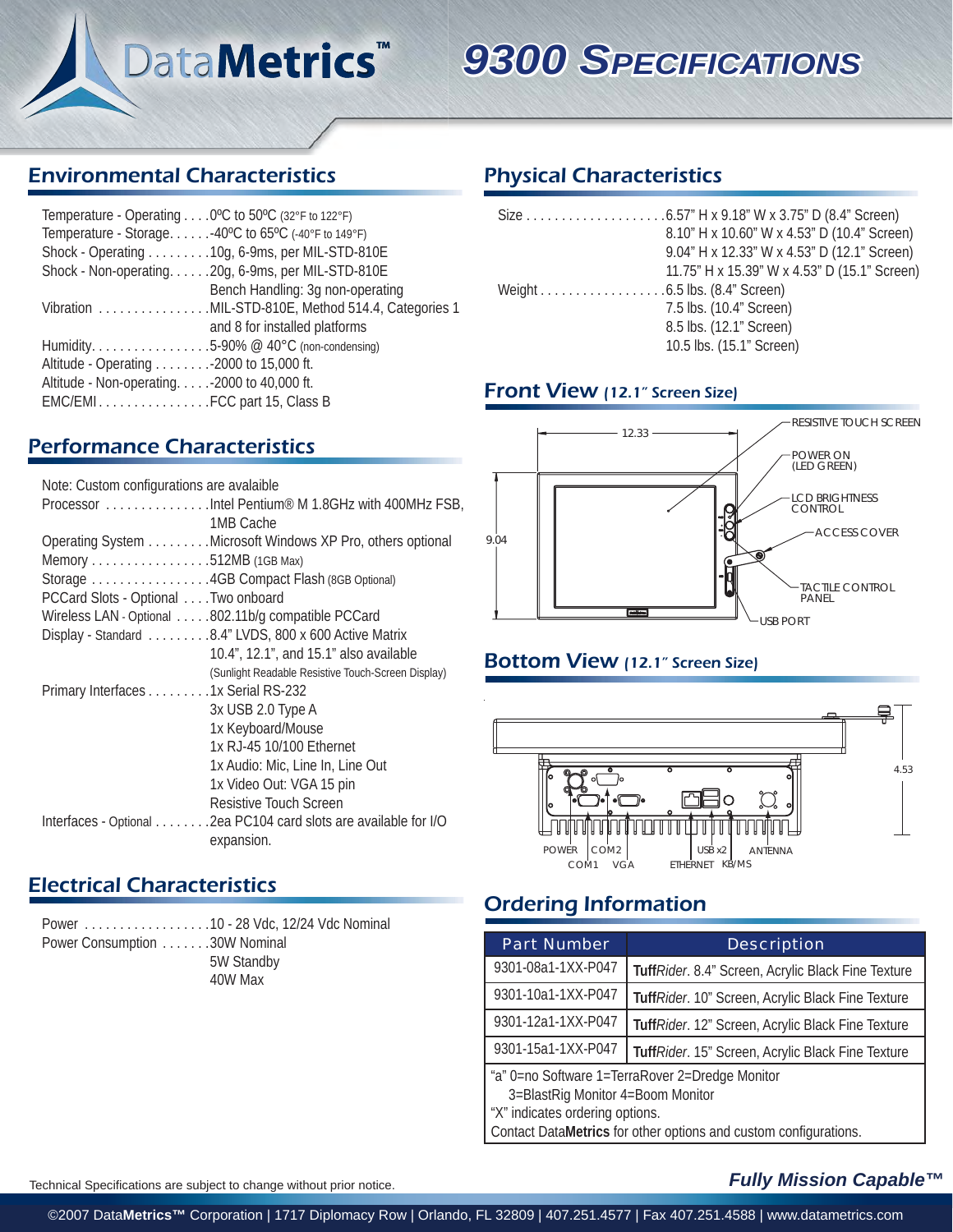# DataMetrics™ 9300 SPECIFICATIONS

## Environmental Characteristics

| | |
|---|---|
| Temperature - Operating | 0ºC to 50ºC (32°F to 122°F) |
| Temperature - Storage | -40ºC to 65ºC (-40°F to 149°F) |
| Shock - Operating | 10g, 6-9ms, per MIL-STD-810E |
| Shock - Non-operating | 20g, 6-9ms, per MIL-STD-810E<br>Bench Handling: 3g non-operating |
| Vibration | MIL-STD-810E, Method 514.4, Categories 1 and 8 for installed platforms |
| Humidity | 5-90% @ 40°C (non-condensing) |
| Altitude - Operating | -2000 to 15,000 ft. |
| Altitude - Non-operating | -2000 to 40,000 ft. |
| EMC/EMI | FCC part 15, Class B |

## Performance Characteristics

Note: Custom configurations are avalaible

| | |
|---|---|
| Processor | Intel Pentium® M 1.8GHz with 400MHz FSB, 1MB Cache |
| Operating System | Microsoft Windows XP Pro, others optional |
| Memory | 512MB (1GB Max) |
| Storage | 4GB Compact Flash (8GB Optional) |
| PCCard Slots - Optional | Two onboard |
| Wireless LAN - Optional | 802.11b/g compatible PCCard |
| Display - Standard | 8.4" LVDS, 800 x 600 Active Matrix<br>10.4", 12.1", and 15.1" also available<br>(Sunlight Readable Resistive Touch-Screen Display) |
| Primary Interfaces | 1x Serial RS-232<br>3x USB 2.0 Type A<br>1x Keyboard/Mouse<br>1x RJ-45 10/100 Ethernet<br>1x Audio: Mic, Line In, Line Out<br>1x Video Out: VGA 15 pin<br>Resistive Touch Screen |
| Interfaces - Optional | 2ea PC104 card slots are available for I/O expansion. |

## Electrical Characteristics

| | |
|---|---|
| Power | 10 - 28 Vdc, 12/24 Vdc Nominal |
| Power Consumption | 30W Nominal<br>5W Standby<br>40W Max |

## Physical Characteristics

| | |
|---|---|
| Size | 6.57" H x 9.18" W x 3.75" D (8.4" Screen)<br>8.10" H x 10.60" W x 4.53" D (10.4" Screen)<br>9.04" H x 12.33" W x 4.53" D (12.1" Screen)<br>11.75" H x 15.39" W x 4.53" D (15.1" Screen) |
| Weight | 6.5 lbs. (8.4" Screen)<br>7.5 lbs. (10.4" Screen)<br>8.5 lbs. (12.1" Screen)<br>10.5 lbs. (15.1" Screen) |

## Front View (12.1" Screen Size)

12.33
9.04
RESISTIVE TOUCH SCREEN
POWER ON (LED GREEN)
LCD BRIGHTNESS CONTROL
ACCESS COVER
TACTILE CONTROL PANEL
USB PORT

## Bottom View (12.1" Screen Size)

4.53
POWER
COM2
COM1
VGA
USB x2
ETHERNET
KB/MS
ANTENNA

## Ordering Information

| Part Number | Description |
|---|---|
| 9301-08a1-1XX-P047 | **Tuff***Rider*. 8.4" Screen, Acrylic Black Fine Texture |
| 9301-10a1-1XX-P047 | **Tuff***Rider*. 10" Screen, Acrylic Black Fine Texture |
| 9301-12a1-1XX-P047 | **Tuff***Rider*. 12" Screen, Acrylic Black Fine Texture |
| 9301-15a1-1XX-P047 | **Tuff***Rider*. 15" Screen, Acrylic Black Fine Texture |

"a" 0=no Software 1=TerraRover 2=Dredge Monitor
3=BlastRig Monitor 4=Boom Monitor
"X" indicates ordering options.
Contact Data**Metrics** for other options and custom configurations.

Technical Specifications are subject to change without prior notice.

*Fully Mission Capable™*

©2007 Data**Metrics™** Corporation | 1717 Diplomacy Row | Orlando, FL 32809 | 407.251.4577 | Fax 407.251.4588 | www.datametrics.com